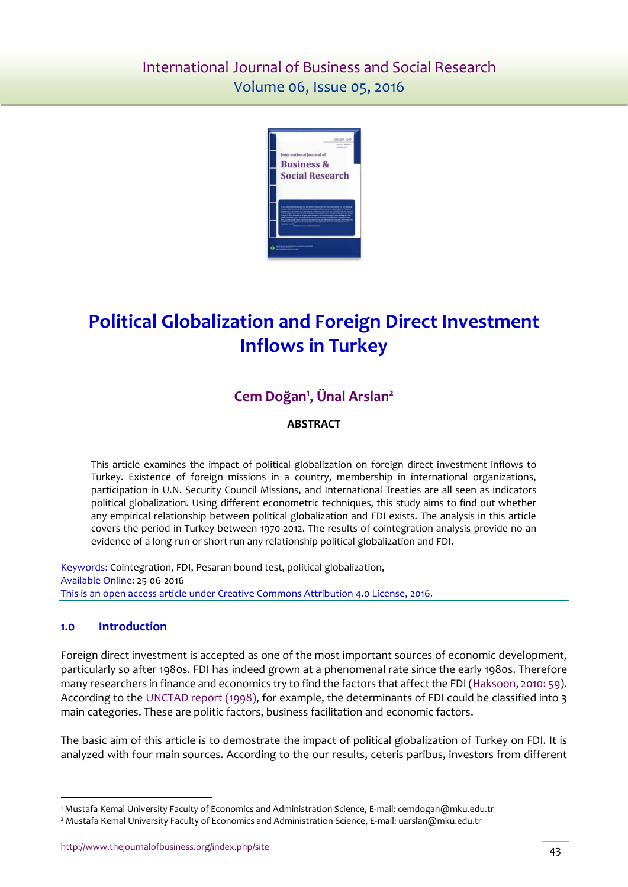# Political Globalization and Foreign Direct Investment Inflows in Turkey

**Cem Doğan[1], Ünal Arslan[2]**

**ABSTRACT**

This article examines the impact of political globalization on foreign direct investment inflows to Turkey. Existence of foreign missions in a country, membership in international organizations, participation in U.N. Security Council Missions, and International Treaties are all seen as indicators political globalization. Using different econometric techniques, this study aims to find out whether any empirical relationship between political globalization and FDI exists. The analysis in this article covers the period in Turkey between 1970-2012. The results of cointegration analysis provide no an evidence of a long-run or short run any relationship political globalization and FDI.

Keywords: Cointegration, FDI, Pesaran bound test, political globalization,
Available Online: 25-06-2016
This is an open access article under Creative Commons Attribution 4.0 License, 2016.

## 1.0 Introduction

Foreign direct investment is accepted as one of the most important sources of economic development, particularly so after 1980s. FDI has indeed grown at a phenomenal rate since the early 1980s. Therefore many researchers in finance and economics try to find the factors that affect the FDI (Haksoon, 2010: 59). According to the UNCTAD report (1998), for example, the determinants of FDI could be classified into 3 main categories. These are politic factors, business facilitation and economic factors.

The basic aim of this article is to demostrate the impact of political globalization of Turkey on FDI. It is analyzed with four main sources. According to the our results, ceteris paribus, investors from different

---

[1] Mustafa Kemal University Faculty of Economics and Administration Science, E-mail: cemdogan@mku.edu.tr

[2] Mustafa Kemal University Faculty of Economics and Administration Science, E-mail: uarslan@mku.edu.tr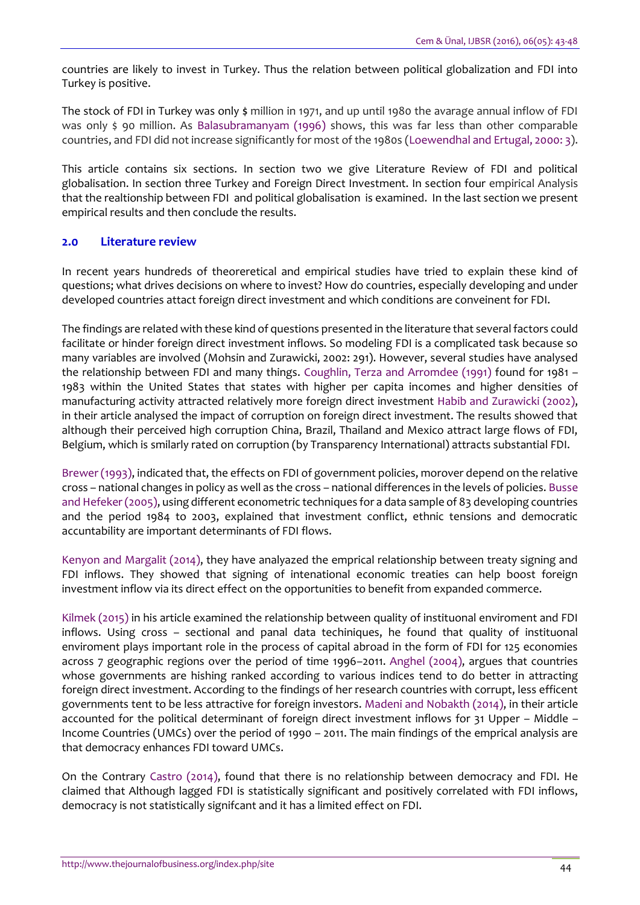countries are likely to invest in Turkey. Thus the relation between political globalization and FDI into Turkey is positive.

The stock of FDI in Turkey was only **$** million in 1971, and up until 1980 the avarage annual inflow of FDI was only $ 90 million. As Balasubramanyam (1996) shows, this was far less than other comparable countries, and FDI did not increase significantly for most of the 1980s (Loewendhal and Ertugal, 2000: 3).

This article contains six sections. In section two we give Literature Review of FDI and political globalisation. In section three Turkey and Foreign Direct Investment. In section four empirical Analysis that the realtionship between FDI and political globalisation is examined. In the last section we present empirical results and then conclude the results.

## 2.0 Literature review

In recent years hundreds of theoreretical and empirical studies have tried to explain these kind of questions; what drives decisions on where to invest? How do countries, especially developing and under developed countries attact foreign direct investment and which conditions are conveinent for FDI.

The findings are related with these kind of questions presented in the literature that several factors could facilitate or hinder foreign direct investment inflows. So modeling FDI is a complicated task because so many variables are involved (Mohsin and Zurawicki, 2002: 291). However, several studies have analysed the relationship between FDI and many things. Coughlin, Terza and Arromdee (1991) found for 1981 – 1983 within the United States that states with higher per capita incomes and higher densities of manufacturing activity attracted relatively more foreign direct investment Habib and Zurawicki (2002), in their article analysed the impact of corruption on foreign direct investment. The results showed that although their perceived high corruption China, Brazil, Thailand and Mexico attract large flows of FDI, Belgium, which is smilarly rated on corruption (by Transparency International) attracts substantial FDI.

Brewer (1993), indicated that, the effects on FDI of government policies, morover depend on the relative cross – national changes in policy as well as the cross – national differences in the levels of policies. Busse and Hefeker (2005), using different econometric techniques for a data sample of 83 developing countries and the period 1984 to 2003, explained that investment conflict, ethnic tensions and democratic accuntability are important determinants of FDI flows.

Kenyon and Margalit (2014), they have analyazed the emprical relationship between treaty signing and FDI inflows. They showed that signing of intenational economic treaties can help boost foreign investment inflow via its direct effect on the opportunities to benefit from expanded commerce.

Kilmek (2015) in his article examined the relationship between quality of instituonal enviroment and FDI inflows. Using cross – sectional and panal data techiniques, he found that quality of instituonal enviroment plays important role in the process of capital abroad in the form of FDI for 125 economies across 7 geographic regions over the period of time 1996–2011. Anghel (2004), argues that countries whose governments are hishing ranked according to various indices tend to do better in attracting foreign direct investment. According to the findings of her research countries with corrupt, less efficent governments tent to be less attractive for foreign investors. Madeni and Nobakth (2014), in their article accounted for the political determinant of foreign direct investment inflows for 31 Upper – Middle – Income Countries (UMCs) over the period of 1990 – 2011. The main findings of the emprical analysis are that democracy enhances FDI toward UMCs.

On the Contrary Castro (2014), found that there is no relationship between democracy and FDI. He claimed that Although lagged FDI is statistically significant and positively correlated with FDI inflows, democracy is not statistically signifcant and it has a limited effect on FDI.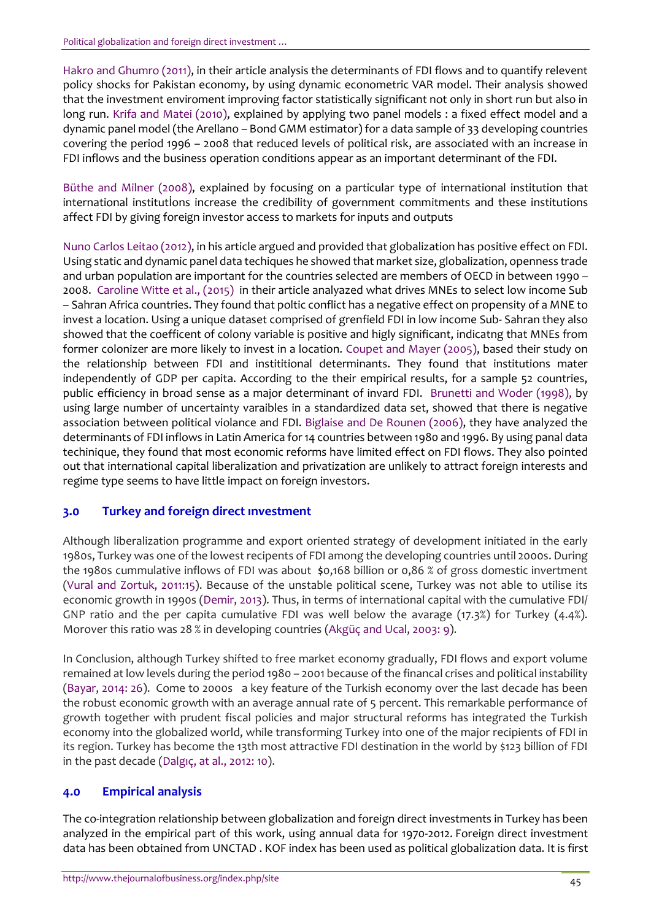Hakro and Ghumro (2011), in their article analysis the determinants of FDI flows and to quantify relevent policy shocks for Pakistan economy, by using dynamic econometric VAR model. Their analysis showed that the investment enviroment improving factor statistically significant not only in short run but also in long run. Krifa and Matei (2010), explained by applying two panel models : a fixed effect model and a dynamic panel model (the Arellano – Bond GMM estimator) for a data sample of 33 developing countries covering the period 1996 – 2008 that reduced levels of political risk, are associated with an increase in FDI inflows and the business operation conditions appear as an important determinant of the FDI.

Büthe and Milner (2008), explained by focusing on a particular type of international institution that international institutİons increase the credibility of government commitments and these institutions affect FDI by giving foreign investor access to markets for inputs and outputs

Nuno Carlos Leitao (2012), in his article argued and provided that globalization has positive effect on FDI. Using static and dynamic panel data techiques he showed that market size, globalization, openness trade and urban population are important for the countries selected are members of OECD in between 1990 – 2008. Caroline Witte et al., (2015) in their article analyazed what drives MNEs to select low income Sub – Sahran Africa countries. They found that poltic conflict has a negative effect on propensity of a MNE to invest a location. Using a unique dataset comprised of grenfield FDI in low income Sub- Sahran they also showed that the coefficent of colony variable is positive and higly significant, indicatng that MNEs from former colonizer are more likely to invest in a location. Coupet and Mayer (2005), based their study on the relationship between FDI and instititional determinants. They found that institutions mater independently of GDP per capita. According to the their empirical results, for a sample 52 countries, public efficiency in broad sense as a major determinant of invard FDI. Brunetti and Woder (1998), by using large number of uncertainty varaibles in a standardized data set, showed that there is negative association between political violance and FDI. Biglaise and De Rounen (2006), they have analyzed the determinants of FDI inflows in Latin America for 14 countries between 1980 and 1996. By using panal data techinique, they found that most economic reforms have limited effect on FDI flows. They also pointed out that international capital liberalization and privatization are unlikely to attract foreign interests and regime type seems to have little impact on foreign investors.

## 3.0 Turkey and foreign direct ınvestment

Although liberalization programme and export oriented strategy of development initiated in the early 1980s, Turkey was one of the lowest recipents of FDI among the developing countries until 2000s. During the 1980s cummulative inflows of FDI was about $0,168 billion or 0,86 % of gross domestic invertment (Vural and Zortuk, 2011:15). Because of the unstable political scene, Turkey was not able to utilise its economic growth in 1990s (Demir, 2013). Thus, in terms of international capital with the cumulative FDI/ GNP ratio and the per capita cumulative FDI was well below the avarage (17.3%) for Turkey (4.4%). Morover this ratio was 28 % in developing countries (Akgüç and Ucal, 2003: 9).

In Conclusion, although Turkey shifted to free market economy gradually, FDI flows and export volume remained at low levels during the period 1980 – 2001 because of the financal crises and political instability (Bayar, 2014: 26). Come to 2000s a key feature of the Turkish economy over the last decade has been the robust economic growth with an average annual rate of 5 percent. This remarkable performance of growth together with prudent fiscal policies and major structural reforms has integrated the Turkish economy into the globalized world, while transforming Turkey into one of the major recipients of FDI in its region. Turkey has become the 13th most attractive FDI destination in the world by $123 billion of FDI in the past decade (Dalgıç, at al., 2012: 10).

## 4.0 Empirical analysis

The co-integration relationship between globalization and foreign direct investments in Turkey has been analyzed in the empirical part of this work, using annual data for 1970-2012. Foreign direct investment data has been obtained from UNCTAD . KOF index has been used as political globalization data. It is first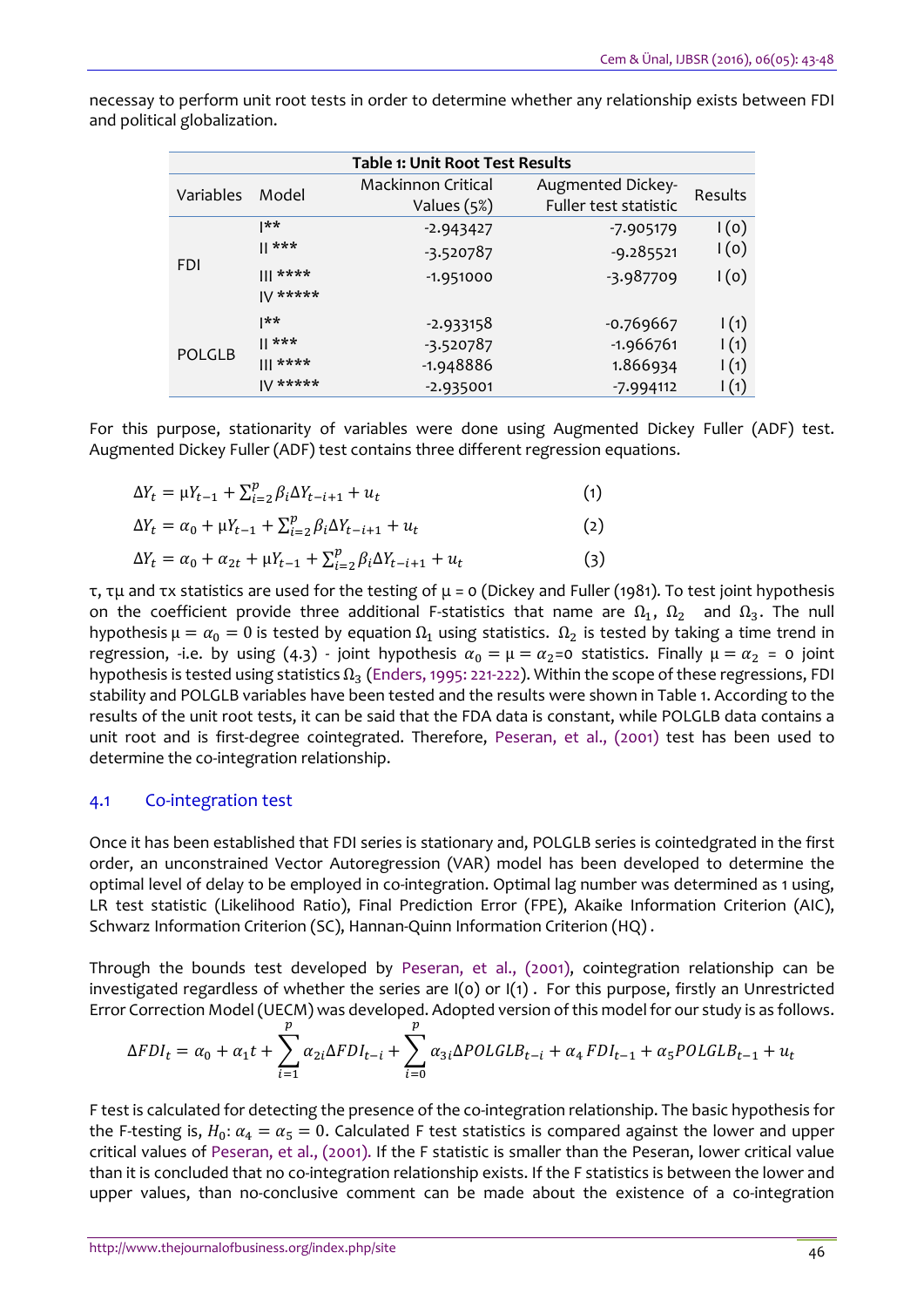necessay to perform unit root tests in order to determine whether any relationship exists between FDI and political globalization.

**Table 1: Unit Root Test Results**

| Variables | Model | Mackinnon Critical Values (5%) | Augmented Dickey-Fuller test statistic | Results |
|---|---|---|---|---|
| FDI | I** | -2.943427 | -7.905179 | I (0) |
| | II *** | -3.520787 | -9.285521 | I (0) |
| | III **** | -1.951000 | -3.987709 | I (0) |
| | IV ***** | | | |
| POLGLB | I** | -2.933158 | -0.769667 | I (1) |
| | II *** | -3.520787 | -1.966761 | I (1) |
| | III **** | -1.948886 | 1.866934 | I (1) |
| | IV ***** | -2.935001 | -7.994112 | I (1) |

For this purpose, stationarity of variables were done using Augmented Dickey Fuller (ADF) test. Augmented Dickey Fuller (ADF) test contains three different regression equations.

$$\Delta Y_t = \mu Y_{t-1} + \sum_{i=2}^{p} \beta_i \Delta Y_{t-i+1} + u_t \quad (1)$$

$$\Delta Y_t = \alpha_0 + \mu Y_{t-1} + \sum_{i=2}^{p} \beta_i \Delta Y_{t-i+1} + u_t \quad (2)$$

$$\Delta Y_t = \alpha_0 + \alpha_{2t} + \mu Y_{t-1} + \sum_{i=2}^{p} \beta_i \Delta Y_{t-i+1} + u_t \quad (3)$$

τ, τμ and τx statistics are used for the testing of μ = 0 (Dickey and Fuller (1981). To test joint hypothesis on the coefficient provide three additional F-statistics that name are $\Omega_1$, $\Omega_2$ and $\Omega_3$. The null hypothesis $\mu = \alpha_0 = 0$ is tested by equation $\Omega_1$ using statistics. $\Omega_2$ is tested by taking a time trend in regression, -i.e. by using (4.3) - joint hypothesis $\alpha_0 = \mu = \alpha_2 = 0$ statistics. Finally $\mu = \alpha_2 = 0$ joint hypothesis is tested using statistics $\Omega_3$ (Enders, 1995: 221-222). Within the scope of these regressions, FDI stability and POLGLB variables have been tested and the results were shown in Table 1. According to the results of the unit root tests, it can be said that the FDA data is constant, while POLGLB data contains a unit root and is first-degree cointegrated. Therefore, Peseran, et al., (2001) test has been used to determine the co-integration relationship.

## 4.1 Co-integration test

Once it has been established that FDI series is stationary and, POLGLB series is cointedgrated in the first order, an unconstrained Vector Autoregression (VAR) model has been developed to determine the optimal level of delay to be employed in co-integration. Optimal lag number was determined as 1 using, LR test statistic (Likelihood Ratio), Final Prediction Error (FPE), Akaike Information Criterion (AIC), Schwarz Information Criterion (SC), Hannan-Quinn Information Criterion (HQ) .

Through the bounds test developed by Peseran, et al., (2001), cointegration relationship can be investigated regardless of whether the series are I(0) or I(1) . For this purpose, firstly an Unrestricted Error Correction Model (UECM) was developed. Adopted version of this model for our study is as follows.

$$\Delta FDI_t = \alpha_0 + \alpha_1 t + \sum_{i=1}^{p} \alpha_{2i} \Delta FDI_{t-i} + \sum_{i=0}^{p} \alpha_{3i} \Delta POLGLB_{t-i} + \alpha_4 FDI_{t-1} + \alpha_5 POLGLB_{t-1} + u_t$$

F test is calculated for detecting the presence of the co-integration relationship. The basic hypothesis for the F-testing is, $H_0: \alpha_4 = \alpha_5 = 0$. Calculated F test statistics is compared against the lower and upper critical values of Peseran, et al., (2001). If the F statistic is smaller than the Peseran, lower critical value than it is concluded that no co-integration relationship exists. If the F statistics is between the lower and upper values, than no-conclusive comment can be made about the existence of a co-integration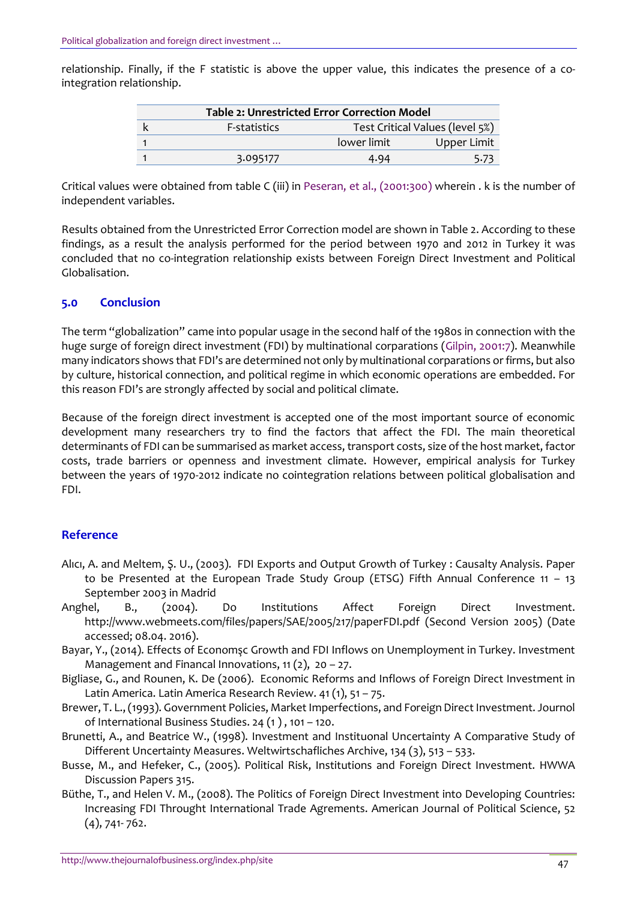relationship. Finally, if the F statistic is above the upper value, this indicates the presence of a co-integration relationship.

| Table 2: Unrestricted Error Correction Model | | | |
|---|---|---|---|
| k | F-statistics | Test Critical Values (level 5%) | |
| 1 | | lower limit | Upper Limit |
| 1 | 3.095177 | 4.94 | 5.73 |

Critical values were obtained from table C (iii) in Peseran, et al., (2001:300) wherein . k is the number of independent variables.

Results obtained from the Unrestricted Error Correction model are shown in Table 2. According to these findings, as a result the analysis performed for the period between 1970 and 2012 in Turkey it was concluded that no co-integration relationship exists between Foreign Direct Investment and Political Globalisation.

## 5.0 Conclusion

The term "globalization" came into popular usage in the second half of the 1980s in connection with the huge surge of foreign direct investment (FDI) by multinational corparations (Gilpin, 2001:7). Meanwhile many indicators shows that FDI's are determined not only by multinational corparations or firms, but also by culture, historical connection, and political regime in which economic operations are embedded. For this reason FDI's are strongly affected by social and political climate.

Because of the foreign direct investment is accepted one of the most important source of economic development many researchers try to find the factors that affect the FDI. The main theoretical determinants of FDI can be summarised as market access, transport costs, size of the host market, factor costs, trade barriers or openness and investment climate. However, empirical analysis for Turkey between the years of 1970-2012 indicate no cointegration relations between political globalisation and FDI.

## Reference

Alıcı, A. and Meltem, Ş. U., (2003). FDI Exports and Output Growth of Turkey : Causalty Analysis. Paper to be Presented at the European Trade Study Group (ETSG) Fifth Annual Conference 11 – 13 September 2003 in Madrid

Anghel, B., (2004). Do Institutions Affect Foreign Direct Investment. http://www.webmeets.com/files/papers/SAE/2005/217/paperFDI.pdf (Second Version 2005) (Date accessed; 08.04. 2016).

Bayar, Y., (2014). Effects of Economşc Growth and FDI Inflows on Unemployment in Turkey. Investment Management and Financal Innovations, 11 (2), 20 – 27.

Bigliase, G., and Rounen, K. De (2006). Economic Reforms and Inflows of Foreign Direct Investment in Latin America. Latin America Research Review. 41 (1), 51 – 75.

Brewer, T. L., (1993). Government Policies, Market Imperfections, and Foreign Direct Investment. Journol of International Business Studies. 24 (1 ) , 101 – 120.

Brunetti, A., and Beatrice W., (1998). Investment and Instituonal Uncertainty A Comparative Study of Different Uncertainty Measures. Weltwirtschafliches Archive, 134 (3), 513 – 533.

Busse, M., and Hefeker, C., (2005). Political Risk, Institutions and Foreign Direct Investment. HWWA Discussion Papers 315.

Büthe, T., and Helen V. M., (2008). The Politics of Foreign Direct Investment into Developing Countries: Increasing FDI Throught International Trade Agrements. American Journal of Political Science, 52 (4), 741- 762.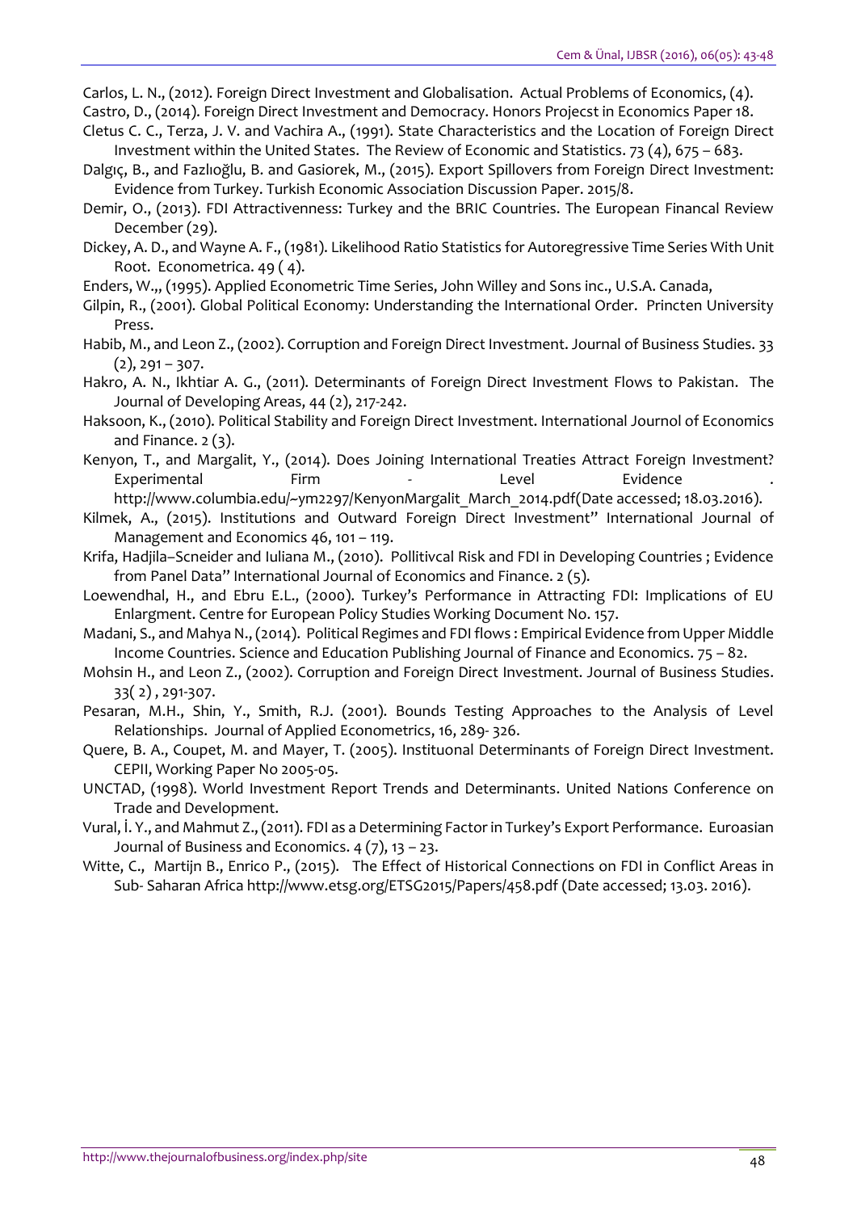Carlos, L. N., (2012). Foreign Direct Investment and Globalisation. Actual Problems of Economics, (4).

Castro, D., (2014). Foreign Direct Investment and Democracy. Honors Projecst in Economics Paper 18.

Cletus C. C., Terza, J. V. and Vachira A., (1991). State Characteristics and the Location of Foreign Direct Investment within the United States. The Review of Economic and Statistics. 73 (4), 675 – 683.

Dalgıç, B., and Fazlıoğlu, B. and Gasiorek, M., (2015). Export Spillovers from Foreign Direct Investment: Evidence from Turkey. Turkish Economic Association Discussion Paper. 2015/8.

Demir, O., (2013). FDI Attractivenness: Turkey and the BRIC Countries. The European Financal Review December (29).

Dickey, A. D., and Wayne A. F., (1981). Likelihood Ratio Statistics for Autoregressive Time Series With Unit Root. Econometrica. 49 ( 4).

Enders, W.,, (1995). Applied Econometric Time Series, John Willey and Sons inc., U.S.A. Canada,

Gilpin, R., (2001). Global Political Economy: Understanding the International Order. Princten University Press.

Habib, M., and Leon Z., (2002). Corruption and Foreign Direct Investment. Journal of Business Studies. 33 (2), 291 – 307.

Hakro, A. N., Ikhtiar A. G., (2011). Determinants of Foreign Direct Investment Flows to Pakistan. The Journal of Developing Areas, 44 (2), 217-242.

Haksoon, K., (2010). Political Stability and Foreign Direct Investment. International Journol of Economics and Finance. 2 (3).

Kenyon, T., and Margalit, Y., (2014). Does Joining International Treaties Attract Foreign Investment? Experimental Firm - Level Evidence . http://www.columbia.edu/~ym2297/KenyonMargalit_March_2014.pdf(Date accessed; 18.03.2016).

Kilmek, A., (2015). Institutions and Outward Foreign Direct Investment" International Journal of Management and Economics 46, 101 – 119.

Krifa, Hadjila–Scneider and Iuliana M., (2010). Pollitivcal Risk and FDI in Developing Countries ; Evidence from Panel Data" International Journal of Economics and Finance. 2 (5).

Loewendhal, H., and Ebru E.L., (2000). Turkey's Performance in Attracting FDI: Implications of EU Enlargment. Centre for European Policy Studies Working Document No. 157.

Madani, S., and Mahya N., (2014). Political Regimes and FDI flows : Empirical Evidence from Upper Middle Income Countries. Science and Education Publishing Journal of Finance and Economics. 75 – 82.

Mohsin H., and Leon Z., (2002). Corruption and Foreign Direct Investment. Journal of Business Studies. 33( 2) , 291-307.

Pesaran, M.H., Shin, Y., Smith, R.J. (2001). Bounds Testing Approaches to the Analysis of Level Relationships. Journal of Applied Econometrics, 16, 289- 326.

Quere, B. A., Coupet, M. and Mayer, T. (2005). Instituonal Determinants of Foreign Direct Investment. CEPII, Working Paper No 2005-05.

UNCTAD, (1998). World Investment Report Trends and Determinants. United Nations Conference on Trade and Development.

Vural, İ. Y., and Mahmut Z., (2011). FDI as a Determining Factor in Turkey's Export Performance. Euroasian Journal of Business and Economics. 4 (7), 13 – 23.

Witte, C., Martijn B., Enrico P., (2015). The Effect of Historical Connections on FDI in Conflict Areas in Sub- Saharan Africa http://www.etsg.org/ETSG2015/Papers/458.pdf (Date accessed; 13.03. 2016).